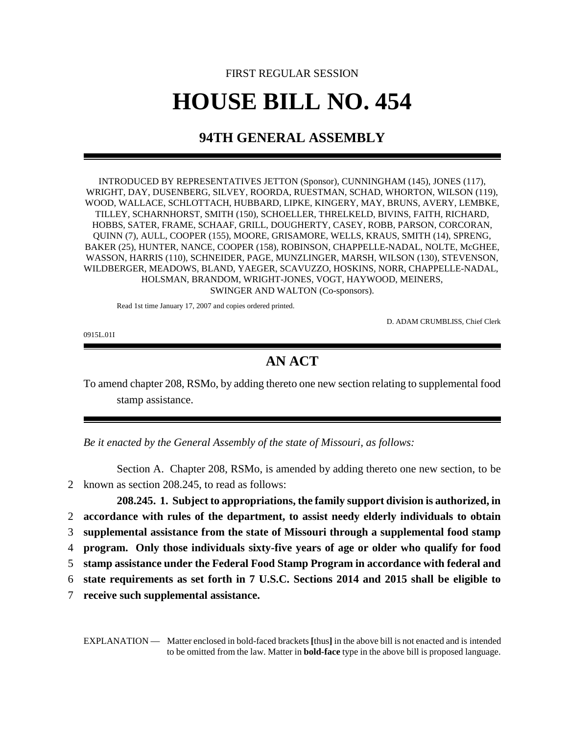FIRST REGULAR SESSION

# HOUSE BILL NO. 454

## 94TH GENERAL ASSEMBLY

INTRODUCED BY REPRESENTATIVES JETTON (Sponsor), CUNNINGHAM (145), JONES (117), WRIGHT, DAY, DUSENBERG, SILVEY, ROORDA, RUESTMAN, SCHAD, WHORTON, WILSON (119), WOOD, WALLACE, SCHLOTTACH, HUBBARD, LIPKE, KINGERY, MAY, BRUNS, AVERY, LEMBKE, TILLEY, SCHARNHORST, SMITH (150), SCHOELLER, THRELKELD, BIVINS, FAITH, RICHARD, HOBBS, SATER, FRAME, SCHAAF, GRILL, DOUGHERTY, CASEY, ROBB, PARSON, CORCORAN, QUINN (7), AULL, COOPER (155), MOORE, GRISAMORE, WELLS, KRAUS, SMITH (14), SPRENG, BAKER (25), HUNTER, NANCE, COOPER (158), ROBINSON, CHAPPELLE-NADAL, NOLTE, McGHEE, WASSON, HARRIS (110), SCHNEIDER, PAGE, MUNZLINGER, MARSH, WILSON (130), STEVENSON, WILDBERGER, MEADOWS, BLAND, YAEGER, SCAVUZZO, HOSKINS, NORR, CHAPPELLE-NADAL, HOLSMAN, BRANDOM, WRIGHT-JONES, VOGT, HAYWOOD, MEINERS, SWINGER AND WALTON (Co-sponsors).

Read 1st time January 17, 2007 and copies ordered printed.

D. ADAM CRUMBLISS, Chief Clerk

0915L.01I

## AN ACT

To amend chapter 208, RSMo, by adding thereto one new section relating to supplemental food stamp assistance.

*Be it enacted by the General Assembly of the state of Missouri, as follows:*

Section A. Chapter 208, RSMo, is amended by adding thereto one new section, to be known as section 208.245, to read as follows:

**208.245. 1. Subject to appropriations, the family support division is authorized, in accordance with rules of the department, to assist needy elderly individuals to obtain supplemental assistance from the state of Missouri through a supplemental food stamp program. Only those individuals sixty-five years of age or older who qualify for food stamp assistance under the Federal Food Stamp Program in accordance with federal and state requirements as set forth in 7 U.S.C. Sections 2014 and 2015 shall be eligible to receive such supplemental assistance.**

EXPLANATION — Matter enclosed in bold-faced brackets **[**thus**]** in the above bill is not enacted and is intended to be omitted from the law. Matter in **bold-face** type in the above bill is proposed language.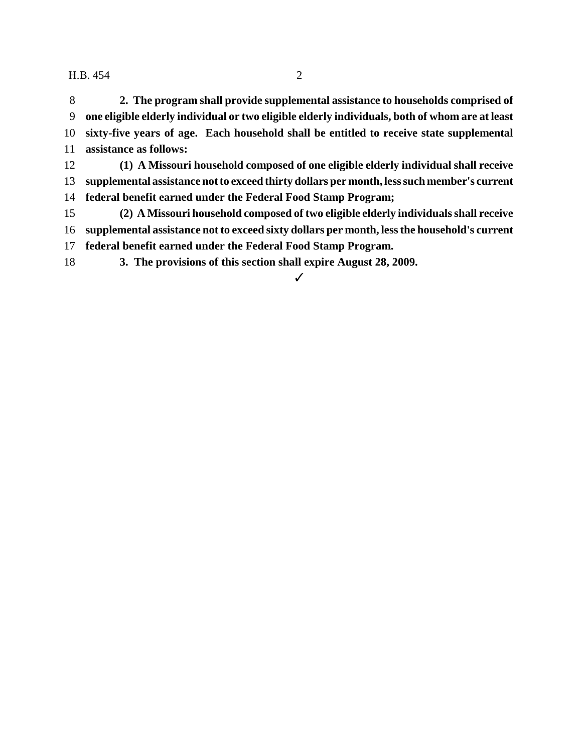**2. The program shall provide supplemental assistance to households comprised of one eligible elderly individual or two eligible elderly individuals, both of whom are at least sixty-five years of age. Each household shall be entitled to receive state supplemental assistance as follows:**

**(1) A Missouri household composed of one eligible elderly individual shall receive supplemental assistance not to exceed thirty dollars per month, less such member's current federal benefit earned under the Federal Food Stamp Program;**

**(2) A Missouri household composed of two eligible elderly individuals shall receive supplemental assistance not to exceed sixty dollars per month, less the household's current federal benefit earned under the Federal Food Stamp Program.**

**3. The provisions of this section shall expire August 28, 2009.**

✓